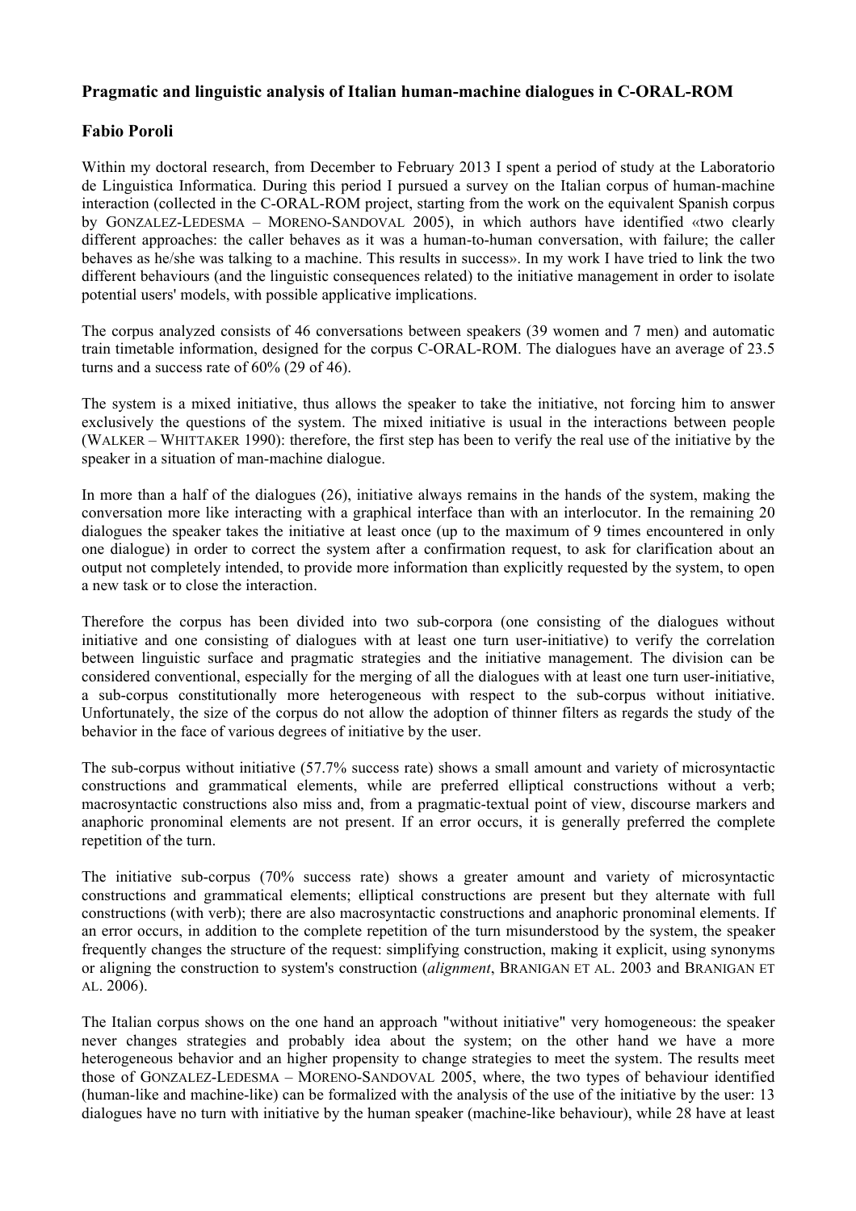**Pragmatic and linguistic analysis of Italian human-machine dialogues in C-ORAL-ROM**

**Fabio Poroli**

Within my doctoral research, from December to February 2013 I spent a period of study at the Laboratorio de Linguistica Informatica. During this period I pursued a survey on the Italian corpus of human-machine interaction (collected in the C-ORAL-ROM project, starting from the work on the equivalent Spanish corpus by GONZALEZ-LEDESMA – MORENO-SANDOVAL 2005), in which authors have identified «two clearly different approaches: the caller behaves as it was a human-to-human conversation, with failure; the caller behaves as he/she was talking to a machine. This results in success». In my work I have tried to link the two different behaviours (and the linguistic consequences related) to the initiative management in order to isolate potential users' models, with possible applicative implications.

The corpus analyzed consists of 46 conversations between speakers (39 women and 7 men) and automatic train timetable information, designed for the corpus C-ORAL-ROM. The dialogues have an average of 23.5 turns and a success rate of 60% (29 of 46).

The system is a mixed initiative, thus allows the speaker to take the initiative, not forcing him to answer exclusively the questions of the system. The mixed initiative is usual in the interactions between people (WALKER – WHITTAKER 1990): therefore, the first step has been to verify the real use of the initiative by the speaker in a situation of man-machine dialogue.

In more than a half of the dialogues (26), initiative always remains in the hands of the system, making the conversation more like interacting with a graphical interface than with an interlocutor. In the remaining 20 dialogues the speaker takes the initiative at least once (up to the maximum of 9 times encountered in only one dialogue) in order to correct the system after a confirmation request, to ask for clarification about an output not completely intended, to provide more information than explicitly requested by the system, to open a new task or to close the interaction.

Therefore the corpus has been divided into two sub-corpora (one consisting of the dialogues without initiative and one consisting of dialogues with at least one turn user-initiative) to verify the correlation between linguistic surface and pragmatic strategies and the initiative management. The division can be considered conventional, especially for the merging of all the dialogues with at least one turn user-initiative, a sub-corpus constitutionally more heterogeneous with respect to the sub-corpus without initiative. Unfortunately, the size of the corpus do not allow the adoption of thinner filters as regards the study of the behavior in the face of various degrees of initiative by the user.

The sub-corpus without initiative (57.7% success rate) shows a small amount and variety of microsyntactic constructions and grammatical elements, while are preferred elliptical constructions without a verb; macrosyntactic constructions also miss and, from a pragmatic-textual point of view, discourse markers and anaphoric pronominal elements are not present. If an error occurs, it is generally preferred the complete repetition of the turn.

The initiative sub-corpus (70% success rate) shows a greater amount and variety of microsyntactic constructions and grammatical elements; elliptical constructions are present but they alternate with full constructions (with verb); there are also macrosyntactic constructions and anaphoric pronominal elements. If an error occurs, in addition to the complete repetition of the turn misunderstood by the system, the speaker frequently changes the structure of the request: simplifying construction, making it explicit, using synonyms or aligning the construction to system's construction (*alignment*, BRANIGAN ET AL. 2003 and BRANIGAN ET AL. 2006).

The Italian corpus shows on the one hand an approach "without initiative" very homogeneous: the speaker never changes strategies and probably idea about the system; on the other hand we have a more heterogeneous behavior and an higher propensity to change strategies to meet the system. The results meet those of GONZALEZ-LEDESMA – MORENO-SANDOVAL 2005, where, the two types of behaviour identified (human-like and machine-like) can be formalized with the analysis of the use of the initiative by the user: 13 dialogues have no turn with initiative by the human speaker (machine-like behaviour), while 28 have at least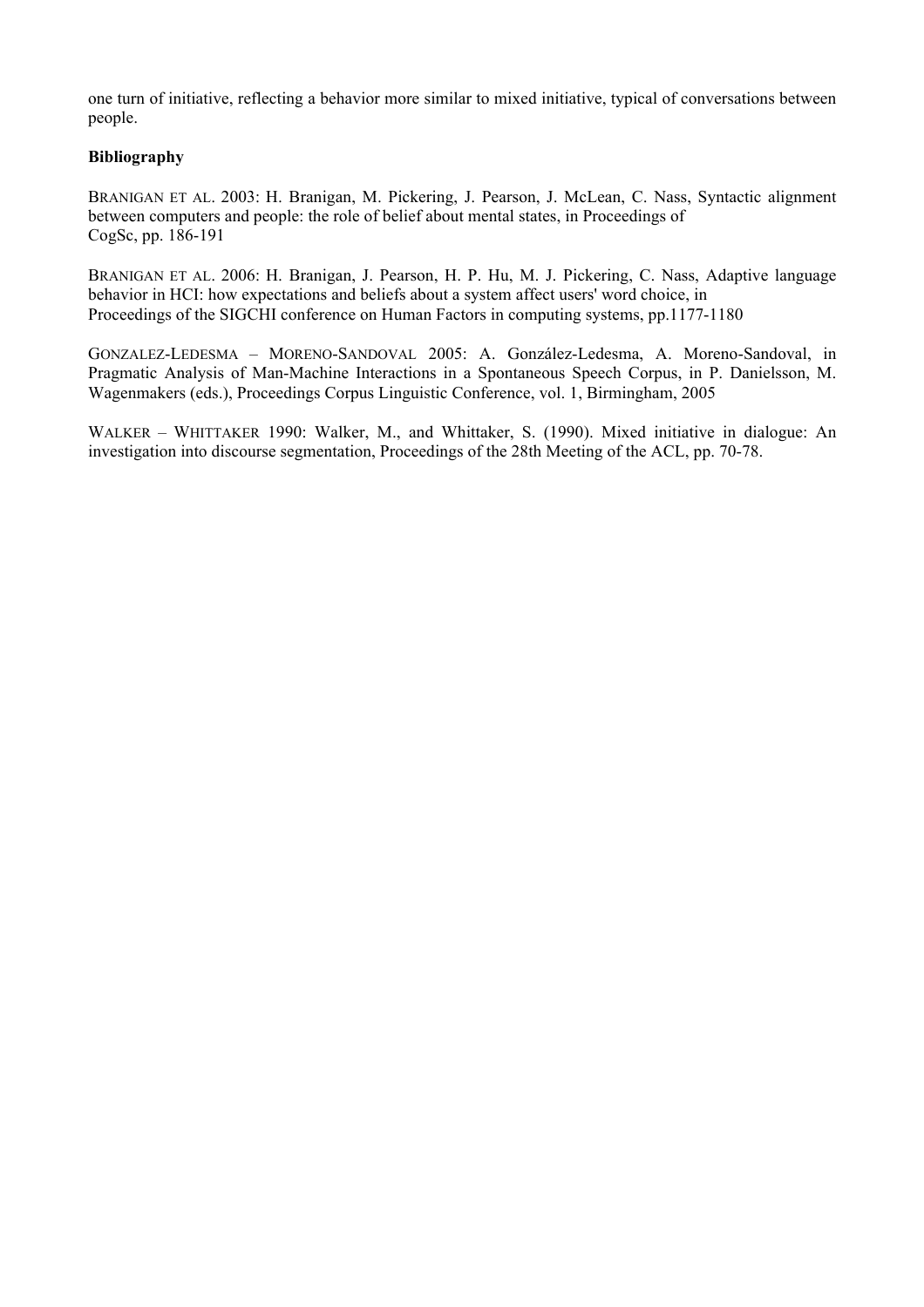one turn of initiative, reflecting a behavior more similar to mixed initiative, typical of conversations between people.

**Bibliography**

BRANIGAN ET AL. 2003: H. Branigan, M. Pickering, J. Pearson, J. McLean, C. Nass, Syntactic alignment between computers and people: the role of belief about mental states, in Proceedings of CogSc, pp. 186-191

BRANIGAN ET AL. 2006: H. Branigan, J. Pearson, H. P. Hu, M. J. Pickering, C. Nass, Adaptive language behavior in HCI: how expectations and beliefs about a system affect users' word choice, in Proceedings of the SIGCHI conference on Human Factors in computing systems, pp.1177-1180

GONZALEZ-LEDESMA – MORENO-SANDOVAL 2005: A. González-Ledesma, A. Moreno-Sandoval, in Pragmatic Analysis of Man-Machine Interactions in a Spontaneous Speech Corpus, in P. Danielsson, M. Wagenmakers (eds.), Proceedings Corpus Linguistic Conference, vol. 1, Birmingham, 2005

WALKER – WHITTAKER 1990: Walker, M., and Whittaker, S. (1990). Mixed initiative in dialogue: An investigation into discourse segmentation, Proceedings of the 28th Meeting of the ACL, pp. 70-78.